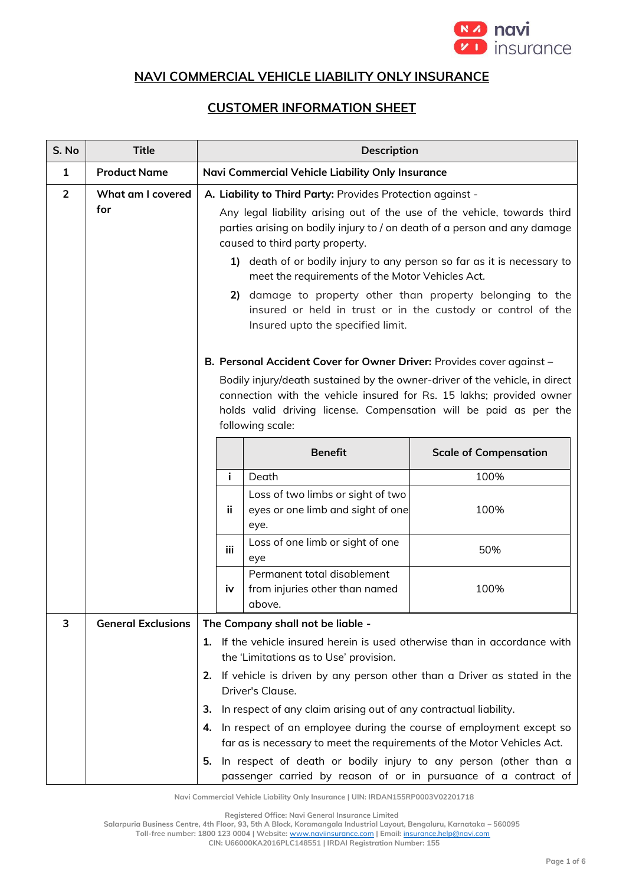# NAVI COMMERCIAL VEHICLE LIABILITY ONLY INSURANCE

## CUSTOMER INFORMATION SHEET

| S. No | Title | Description |
|---|---|---|
| 1 | **Product Name** | **Navi Commercial Vehicle Liability Only Insurance** |
| 2 | **What am I covered for** | **A. Liability to Third Party:** Provides Protection against - <br><br> Any legal liability arising out of the use of the vehicle, towards third parties arising on bodily injury to / on death of a person and any damage caused to third party property. <br><br> **1)** death of or bodily injury to any person so far as it is necessary to meet the requirements of the Motor Vehicles Act. <br><br> **2)** damage to property other than property belonging to the insured or held in trust or in the custody or control of the Insured upto the specified limit. <br><br> **B. Personal Accident Cover for Owner Driver:** Provides cover against – <br><br> Bodily injury/death sustained by the owner-driver of the vehicle, in direct connection with the vehicle insured for Rs. 15 lakhs; provided owner holds valid driving license. Compensation will be paid as per the following scale: |

| | Benefit | Scale of Compensation |
|---|---|---|
| i | Death | 100% |
| ii | Loss of two limbs or sight of two eyes or one limb and sight of one eye. | 100% |
| iii | Loss of one limb or sight of one eye | 50% |
| iv | Permanent total disablement from injuries other than named above. | 100% |

| S. No | Title | Description |
|---|---|---|
| 3 | **General Exclusions** | **The Company shall not be liable -** <br><br> **1.** If the vehicle insured herein is used otherwise than in accordance with the 'Limitations as to Use' provision. <br><br> **2.** If vehicle is driven by any person other than a Driver as stated in the Driver's Clause. <br><br> **3.** In respect of any claim arising out of any contractual liability. <br><br> **4.** In respect of an employee during the course of employment except so far as is necessary to meet the requirements of the Motor Vehicles Act. <br><br> **5.** In respect of death or bodily injury to any person (other than a passenger carried by reason of or in pursuance of a contract of |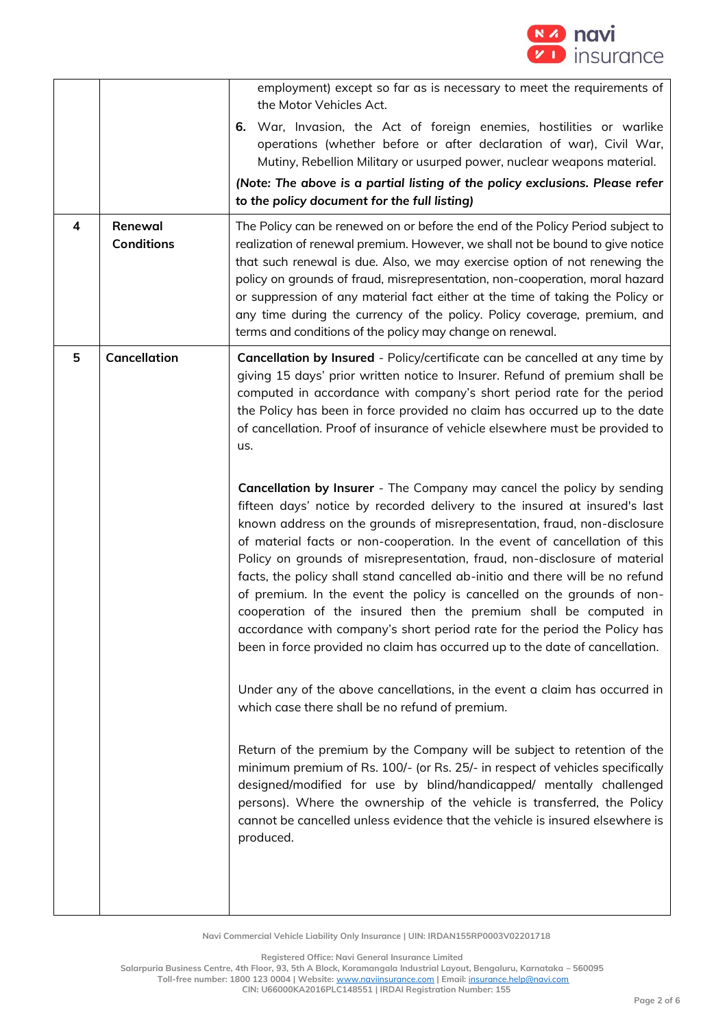| | | |
|---|---|---|
| | | employment) except so far as is necessary to meet the requirements of the Motor Vehicles Act.<br>**6.** War, Invasion, the Act of foreign enemies, hostilities or warlike operations (whether before or after declaration of war), Civil War, Mutiny, Rebellion Military or usurped power, nuclear weapons material.<br>***(Note: The above is a partial listing of the policy exclusions. Please refer to the policy document for the full listing)*** |
| **4** | **Renewal Conditions** | The Policy can be renewed on or before the end of the Policy Period subject to realization of renewal premium. However, we shall not be bound to give notice that such renewal is due. Also, we may exercise option of not renewing the policy on grounds of fraud, misrepresentation, non-cooperation, moral hazard or suppression of any material fact either at the time of taking the Policy or any time during the currency of the policy. Policy coverage, premium, and terms and conditions of the policy may change on renewal. |
| **5** | **Cancellation** | **Cancellation by Insured** - Policy/certificate can be cancelled at any time by giving 15 days' prior written notice to Insurer. Refund of premium shall be computed in accordance with company's short period rate for the period the Policy has been in force provided no claim has occurred up to the date of cancellation. Proof of insurance of vehicle elsewhere must be provided to us.<br><br>**Cancellation by Insurer** - The Company may cancel the policy by sending fifteen days' notice by recorded delivery to the insured at insured's last known address on the grounds of misrepresentation, fraud, non-disclosure of material facts or non-cooperation. In the event of cancellation of this Policy on grounds of misrepresentation, fraud, non-disclosure of material facts, the policy shall stand cancelled ab-initio and there will be no refund of premium. In the event the policy is cancelled on the grounds of non-cooperation of the insured then the premium shall be computed in accordance with company's short period rate for the period the Policy has been in force provided no claim has occurred up to the date of cancellation.<br><br>Under any of the above cancellations, in the event a claim has occurred in which case there shall be no refund of premium.<br><br>Return of the premium by the Company will be subject to retention of the minimum premium of Rs. 100/- (or Rs. 25/- in respect of vehicles specifically designed/modified for use by blind/handicapped/ mentally challenged persons). Where the ownership of the vehicle is transferred, the Policy cannot be cancelled unless evidence that the vehicle is insured elsewhere is produced. |

Navi Commercial Vehicle Liability Only Insurance | UIN: IRDAN155RP0003V02201718

Registered Office: Navi General Insurance Limited
Salarpuria Business Centre, 4th Floor, 93, 5th A Block, Koramangala Industrial Layout, Bengaluru, Karnataka – 560095
Toll-free number: 1800 123 0004 | Website: www.naviinsurance.com | Email: insurance.help@navi.com
CIN: U66000KA2016PLC148551 | IRDAI Registration Number: 155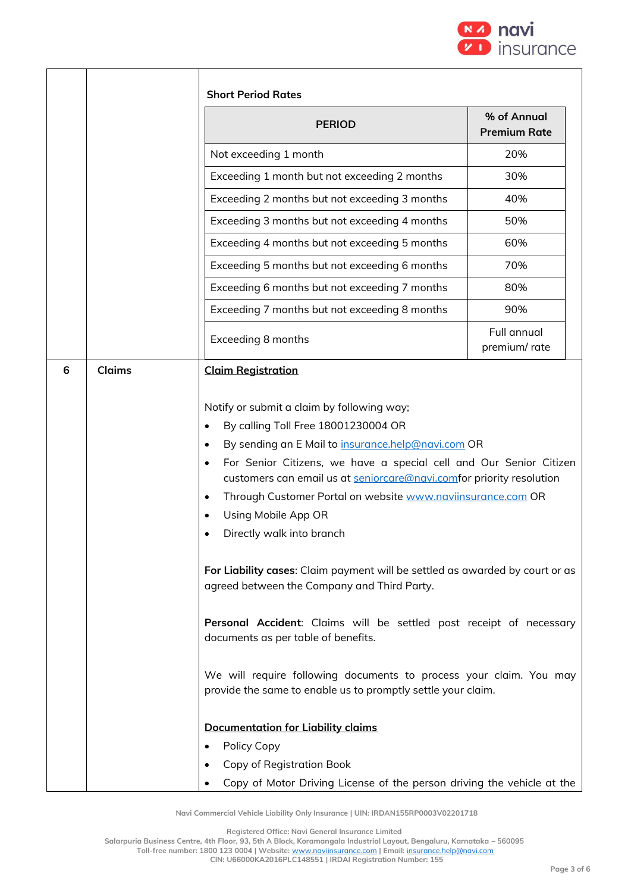**Short Period Rates**

| PERIOD | % of Annual Premium Rate |
|---|---|
| Not exceeding 1 month | 20% |
| Exceeding 1 month but not exceeding 2 months | 30% |
| Exceeding 2 months but not exceeding 3 months | 40% |
| Exceeding 3 months but not exceeding 4 months | 50% |
| Exceeding 4 months but not exceeding 5 months | 60% |
| Exceeding 5 months but not exceeding 6 months | 70% |
| Exceeding 6 months but not exceeding 7 months | 80% |
| Exceeding 7 months but not exceeding 8 months | 90% |
| Exceeding 8 months | Full annual premium/ rate |

**6 Claims**

**Claim Registration**

Notify or submit a claim by following way;

- By calling Toll Free 18001230004 OR
- By sending an E Mail to insurance.help@navi.com OR
- For Senior Citizens, we have a special cell and Our Senior Citizen customers can email us at seniorcare@navi.comfor priority resolution
- Through Customer Portal on website www.naviinsurance.com OR
- Using Mobile App OR
- Directly walk into branch

**For Liability cases**: Claim payment will be settled as awarded by court or as agreed between the Company and Third Party.

**Personal Accident**: Claims will be settled post receipt of necessary documents as per table of benefits.

We will require following documents to process your claim. You may provide the same to enable us to promptly settle your claim.

**Documentation for Liability claims**

- Policy Copy
- Copy of Registration Book
- Copy of Motor Driving License of the person driving the vehicle at the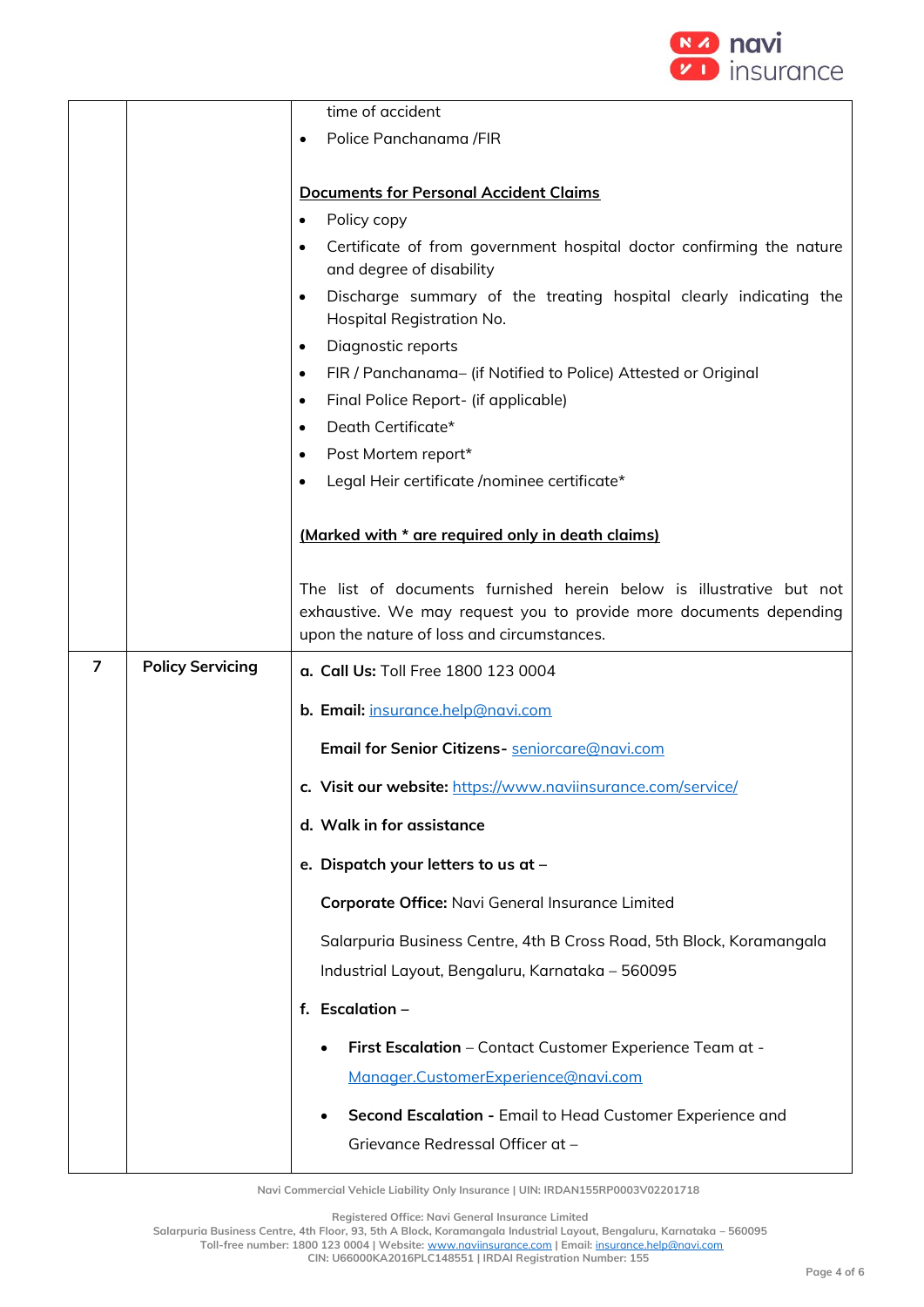| | | time of accident<br>• Police Panchanama /FIR<br><br>**Documents for Personal Accident Claims**<br>• Policy copy<br>• Certificate of from government hospital doctor confirming the nature and degree of disability<br>• Discharge summary of the treating hospital clearly indicating the Hospital Registration No.<br>• Diagnostic reports<br>• FIR / Panchanama– (if Notified to Police) Attested or Original<br>• Final Police Report- (if applicable)<br>• Death Certificate*<br>• Post Mortem report*<br>• Legal Heir certificate /nominee certificate*<br><br>**(Marked with * are required only in death claims)**<br><br>The list of documents furnished herein below is illustrative but not exhaustive. We may request you to provide more documents depending upon the nature of loss and circumstances. |
|---|---|---|
| 7 | **Policy Servicing** | **a. Call Us:** Toll Free 1800 123 0004<br><br>**b. Email:** insurance.help@navi.com<br><br>**Email for Senior Citizens-** seniorcare@navi.com<br><br>**c. Visit our website:** https://www.naviinsurance.com/service/<br><br>**d. Walk in for assistance**<br><br>**e. Dispatch your letters to us at –**<br><br>**Corporate Office:** Navi General Insurance Limited<br><br>Salarpuria Business Centre, 4th B Cross Road, 5th Block, Koramangala Industrial Layout, Bengaluru, Karnataka – 560095<br><br>**f. Escalation –**<br>• **First Escalation** – Contact Customer Experience Team at - Manager.CustomerExperience@navi.com<br>• **Second Escalation -** Email to Head Customer Experience and Grievance Redressal Officer at – |

Navi Commercial Vehicle Liability Only Insurance | UIN: IRDAN155RP0003V02201718

Registered Office: Navi General Insurance Limited
Salarpuria Business Centre, 4th Floor, 93, 5th A Block, Koramangala Industrial Layout, Bengaluru, Karnataka – 560095
Toll-free number: 1800 123 0004 | Website: www.naviinsurance.com | Email: insurance.help@navi.com
CIN: U66000KA2016PLC148551 | IRDAI Registration Number: 155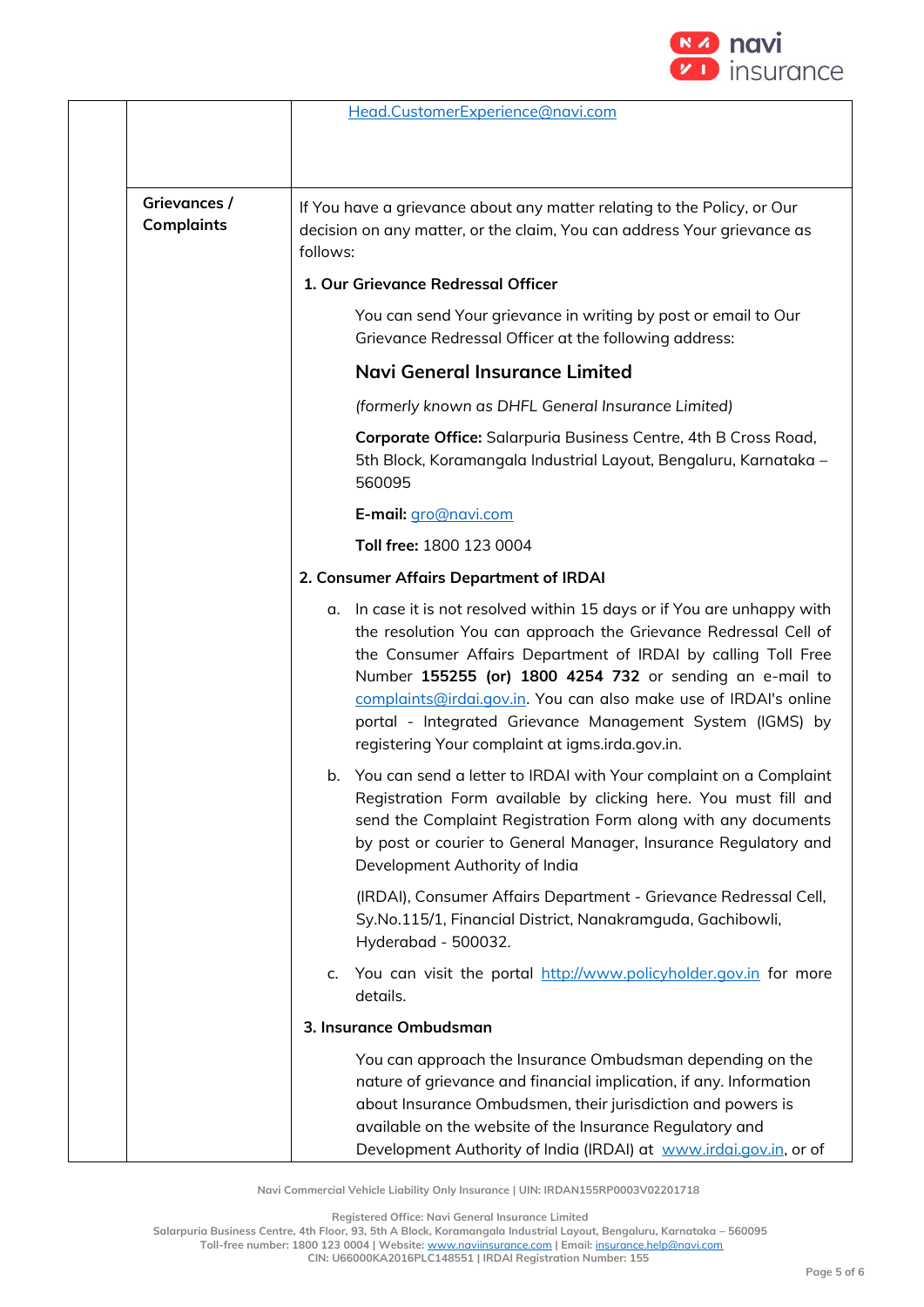| | | |
|---|---|---|
| | | Head.CustomerExperience@navi.com |
| | **Grievances / Complaints** | If You have a grievance about any matter relating to the Policy, or Our decision on any matter, or the claim, You can address Your grievance as follows:<br><br>**1. Our Grievance Redressal Officer**<br><br>You can send Your grievance in writing by post or email to Our Grievance Redressal Officer at the following address:<br><br>**Navi General Insurance Limited**<br><br>*(formerly known as DHFL General Insurance Limited)*<br><br>**Corporate Office:** Salarpuria Business Centre, 4th B Cross Road, 5th Block, Koramangala Industrial Layout, Bengaluru, Karnataka – 560095<br><br>**E-mail:** gro@navi.com<br><br>**Toll free:** 1800 123 0004<br><br>**2. Consumer Affairs Department of IRDAI**<br><br>a. In case it is not resolved within 15 days or if You are unhappy with the resolution You can approach the Grievance Redressal Cell of the Consumer Affairs Department of IRDAI by calling Toll Free Number **155255 (or) 1800 4254 732** or sending an e-mail to complaints@irdai.gov.in. You can also make use of IRDAI's online portal - Integrated Grievance Management System (IGMS) by registering Your complaint at igms.irda.gov.in.<br><br>b. You can send a letter to IRDAI with Your complaint on a Complaint Registration Form available by clicking here. You must fill and send the Complaint Registration Form along with any documents by post or courier to General Manager, Insurance Regulatory and Development Authority of India<br><br>(IRDAI), Consumer Affairs Department - Grievance Redressal Cell, Sy.No.115/1, Financial District, Nanakramguda, Gachibowli, Hyderabad - 500032.<br><br>c. You can visit the portal http://www.policyholder.gov.in for more details.<br><br>**3. Insurance Ombudsman**<br><br>You can approach the Insurance Ombudsman depending on the nature of grievance and financial implication, if any. Information about Insurance Ombudsmen, their jurisdiction and powers is available on the website of the Insurance Regulatory and Development Authority of India (IRDAI) at www.irdai.gov.in, or of |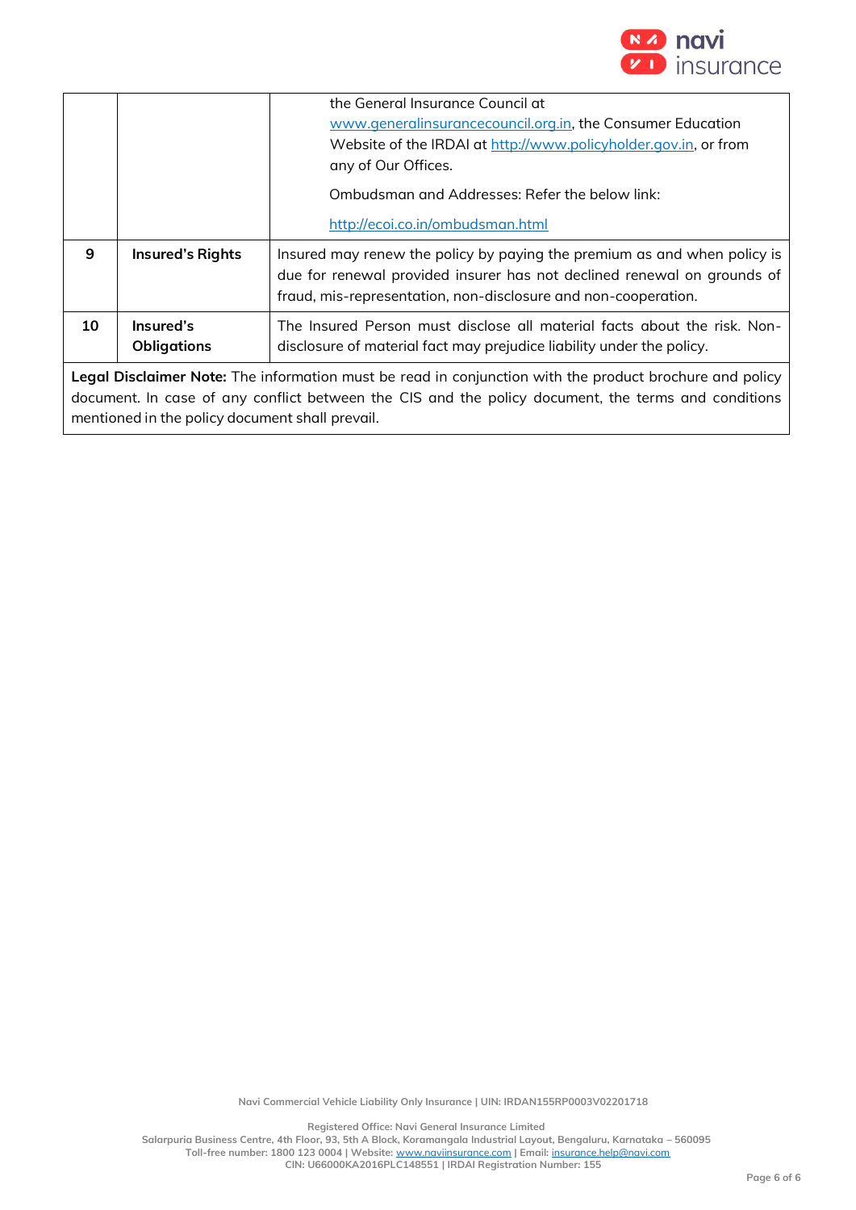| | | |
|---|---|---|
| | | the General Insurance Council at www.generalinsurancecouncil.org.in, the Consumer Education Website of the IRDAI at http://www.policyholder.gov.in, or from any of Our Offices.<br><br>Ombudsman and Addresses: Refer the below link:<br><br>http://ecoi.co.in/ombudsman.html |
| 9 | **Insured's Rights** | Insured may renew the policy by paying the premium as and when policy is due for renewal provided insurer has not declined renewal on grounds of fraud, mis-representation, non-disclosure and non-cooperation. |
| 10 | **Insured's Obligations** | The Insured Person must disclose all material facts about the risk. Non-disclosure of material fact may prejudice liability under the policy. |

**Legal Disclaimer Note:** The information must be read in conjunction with the product brochure and policy document. In case of any conflict between the CIS and the policy document, the terms and conditions mentioned in the policy document shall prevail.

Navi Commercial Vehicle Liability Only Insurance | UIN: IRDAN155RP0003V02201718

Registered Office: Navi General Insurance Limited
Salarpuria Business Centre, 4th Floor, 93, 5th A Block, Koramangala Industrial Layout, Bengaluru, Karnataka – 560095
Toll-free number: 1800 123 0004 | Website: www.naviinsurance.com | Email: insurance.help@navi.com
CIN: U66000KA2016PLC148551 | IRDAI Registration Number: 155